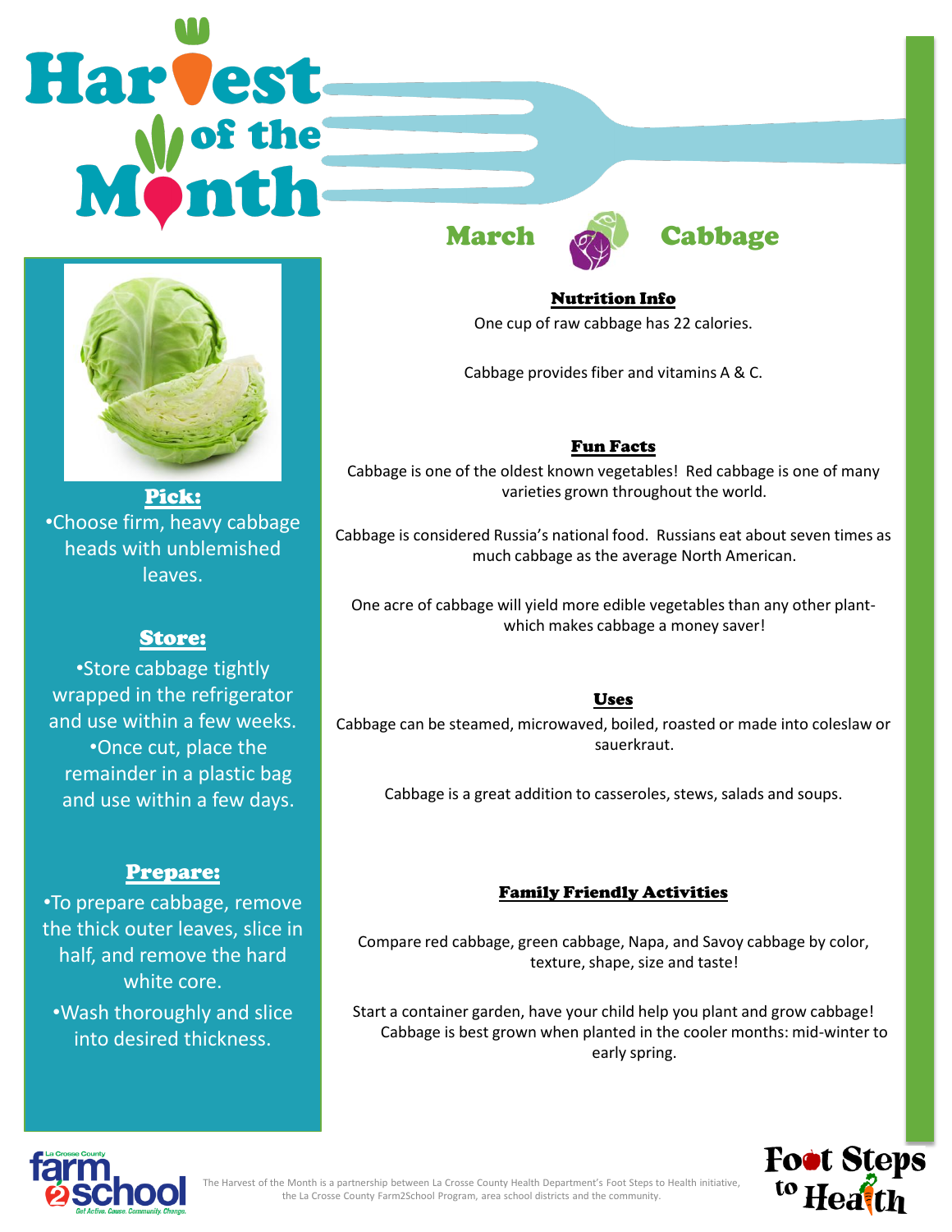# Harvest of the Month

## March — Cabbage

### Pick:

- Choose firm, heavy cabbage heads with unblemished leaves.

### Store:

- Store cabbage tightly wrapped in the refrigerator and use within a few weeks.
- Once cut, place the remainder in a plastic bag and use within a few days.

### Prepare:

- To prepare cabbage, remove the thick outer leaves, slice in half, and remove the hard white core.
- Wash thoroughly and slice into desired thickness.

### Nutrition Info

One cup of raw cabbage has 22 calories.

Cabbage provides fiber and vitamins A & C.

### Fun Facts

Cabbage is one of the oldest known vegetables! Red cabbage is one of many varieties grown throughout the world.

Cabbage is considered Russia's national food. Russians eat about seven times as much cabbage as the average North American.

One acre of cabbage will yield more edible vegetables than any other plant- which makes cabbage a money saver!

### Uses

Cabbage can be steamed, microwaved, boiled, roasted or made into coleslaw or sauerkraut.

Cabbage is a great addition to casseroles, stews, salads and soups.

### Family Friendly Activities

Compare red cabbage, green cabbage, Napa, and Savoy cabbage by color, texture, shape, size and taste!

Start a container garden, have your child help you plant and grow cabbage! Cabbage is best grown when planted in the cooler months: mid-winter to early spring.

La Crosse County farm 2 school — Get Active. Cause. Community. Change.

The Harvest of the Month is a partnership between La Crosse County Health Department's Foot Steps to Health initiative, the La Crosse County Farm2School Program, area school districts and the community.

Foot Steps to Health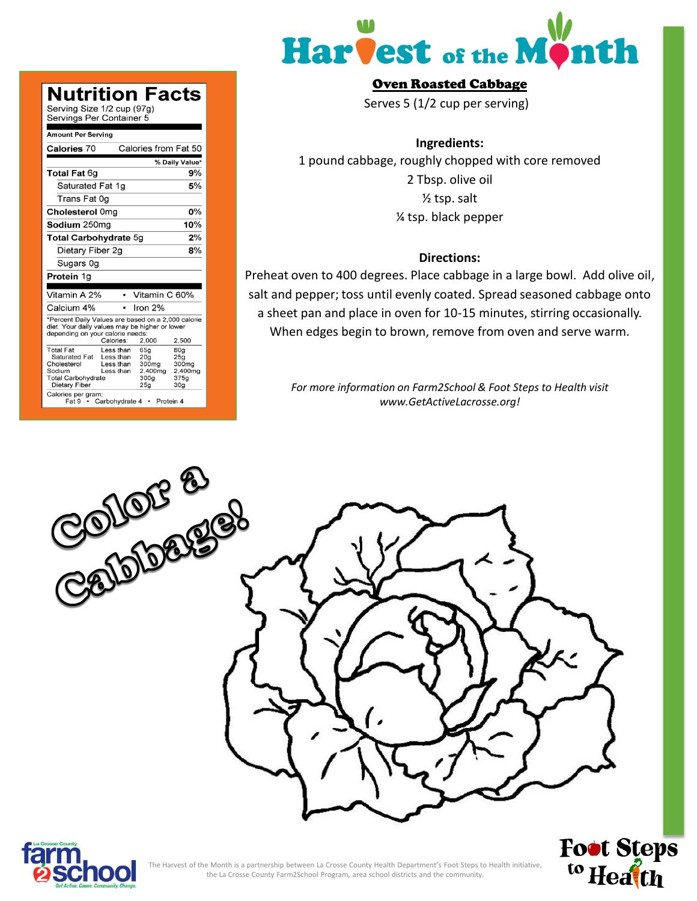# Harvest of the Month

## Nutrition Facts

Serving Size 1/2 cup (97g)
Servings Per Container 5

| Amount Per Serving | |
|---|---|
| Calories 70 | Calories from Fat 50 |
| | % Daily Value* |
| **Total Fat** 6g | 9% |
| Saturated Fat 1g | 5% |
| Trans Fat 0g | |
| **Cholesterol** 0mg | 0% |
| **Sodium** 250mg | 10% |
| **Total Carbohydrate** 5g | 2% |
| Dietary Fiber 2g | 8% |
| Sugars 0g | |
| **Protein** 1g | |

| | |
|---|---|
| Vitamin A 2% | Vitamin C 60% |
| Calcium 4% | Iron 2% |

*Percent Daily Values are based on a 2,000 calorie diet. Your daily values may be higher or lower depending on your calorie needs:

| | | 2,000 | 2,500 |
|---|---|---|---|
| Total Fat | Less than | 65g | 80g |
| Saturated Fat | Less than | 20g | 25g |
| Cholesterol | Less than | 300mg | 300mg |
| Sodium | Less than | 2,400mg | 2,400mg |
| Total Carbohydrate | | 300g | 375g |
| Dietary Fiber | | 25g | 30g |

Calories per gram:
Fat 9 • Carbohydrate 4 • Protein 4

## Oven Roasted Cabbage

Serves 5 (1/2 cup per serving)

**Ingredients:**

1 pound cabbage, roughly chopped with core removed
2 Tbsp. olive oil
½ tsp. salt
¼ tsp. black pepper

**Directions:**

Preheat oven to 400 degrees. Place cabbage in a large bowl. Add olive oil, salt and pepper; toss until evenly coated. Spread seasoned cabbage onto a sheet pan and place in oven for 10-15 minutes, stirring occasionally. When edges begin to brown, remove from oven and serve warm.

*For more information on Farm2School & Foot Steps to Health visit www.GetActiveLacrosse.org!*

Color a Cabbage!

La Crosse County farm 2 school — Get Active. Cause. Community. Change.

The Harvest of the Month is a partnership between La Crosse County Health Department's Foot Steps to Health initiative, the La Crosse County Farm2School Program, area school districts and the community.

Foot Steps to Health